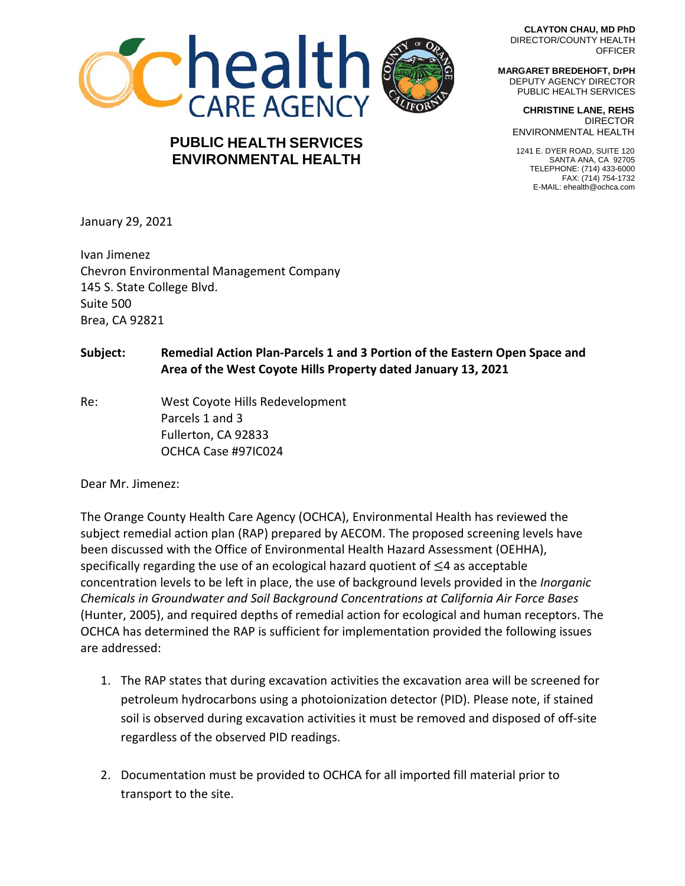**CLAYTON CHAU, MD PhD**
DIRECTOR/COUNTY HEALTH OFFICER

**MARGARET BREDEHOFT, DrPH**
DEPUTY AGENCY DIRECTOR
PUBLIC HEALTH SERVICES

**CHRISTINE LANE, REHS**
DIRECTOR
ENVIRONMENTAL HEALTH

1241 E. DYER ROAD, SUITE 120
SANTA ANA, CA 92705
TELEPHONE: (714) 433-6000
FAX: (714) 754-1732
E-MAIL: ehealth@ochca.com

## PUBLIC HEALTH SERVICES
## ENVIRONMENTAL HEALTH

January 29, 2021

Ivan Jimenez
Chevron Environmental Management Company
145 S. State College Blvd.
Suite 500
Brea, CA 92821

**Subject: Remedial Action Plan-Parcels 1 and 3 Portion of the Eastern Open Space and Area of the West Coyote Hills Property dated January 13, 2021**

Re: West Coyote Hills Redevelopment
Parcels 1 and 3
Fullerton, CA 92833
OCHCA Case #97IC024

Dear Mr. Jimenez:

The Orange County Health Care Agency (OCHCA), Environmental Health has reviewed the subject remedial action plan (RAP) prepared by AECOM. The proposed screening levels have been discussed with the Office of Environmental Health Hazard Assessment (OEHHA), specifically regarding the use of an ecological hazard quotient of ≤4 as acceptable concentration levels to be left in place, the use of background levels provided in the *Inorganic Chemicals in Groundwater and Soil Background Concentrations at California Air Force Bases* (Hunter, 2005), and required depths of remedial action for ecological and human receptors. The OCHCA has determined the RAP is sufficient for implementation provided the following issues are addressed:

1. The RAP states that during excavation activities the excavation area will be screened for petroleum hydrocarbons using a photoionization detector (PID). Please note, if stained soil is observed during excavation activities it must be removed and disposed of off-site regardless of the observed PID readings.

2. Documentation must be provided to OCHCA for all imported fill material prior to transport to the site.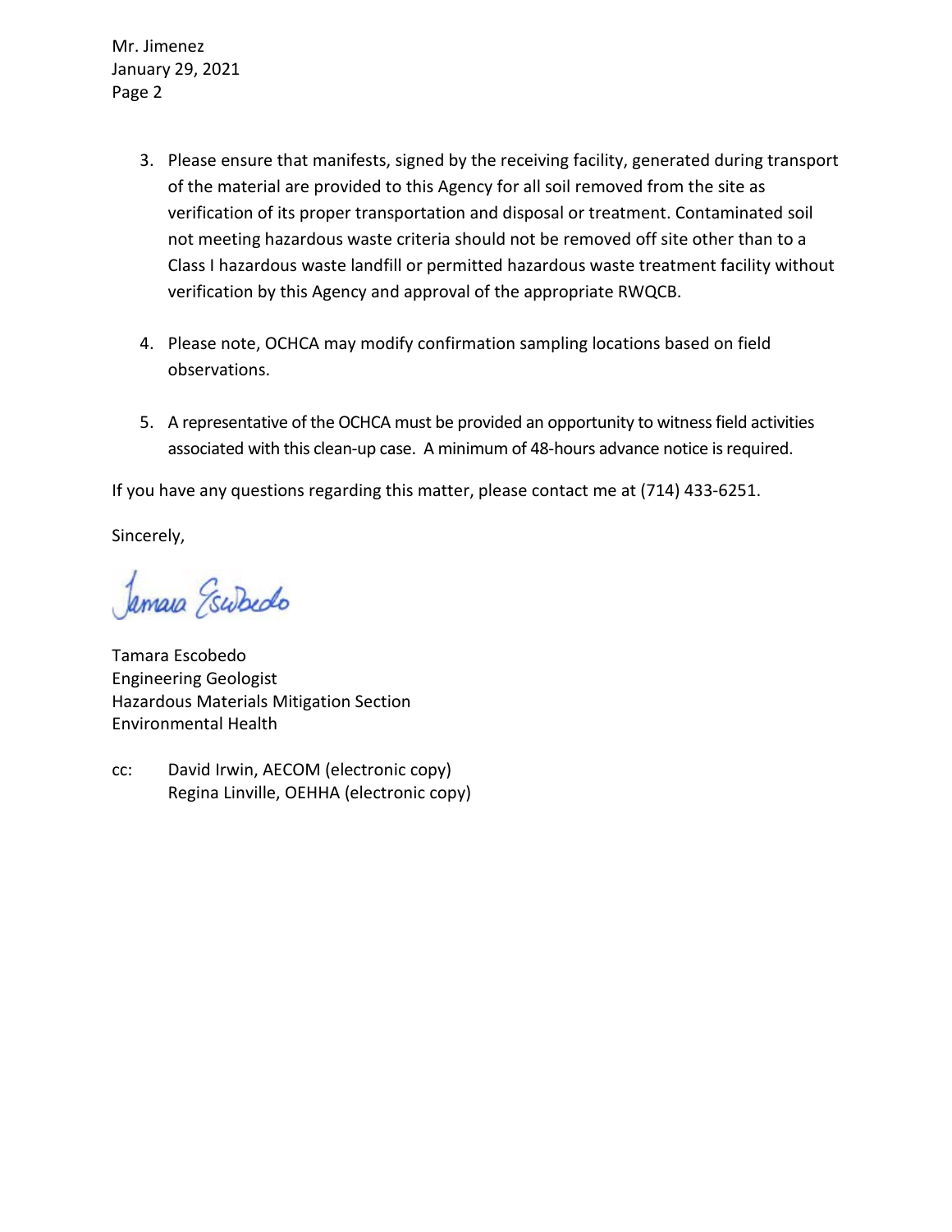3. Please ensure that manifests, signed by the receiving facility, generated during transport of the material are provided to this Agency for all soil removed from the site as verification of its proper transportation and disposal or treatment. Contaminated soil not meeting hazardous waste criteria should not be removed off site other than to a Class I hazardous waste landfill or permitted hazardous waste treatment facility without verification by this Agency and approval of the appropriate RWQCB.

4. Please note, OCHCA may modify confirmation sampling locations based on field observations.

5. A representative of the OCHCA must be provided an opportunity to witness field activities associated with this clean-up case. A minimum of 48-hours advance notice is required.

If you have any questions regarding this matter, please contact me at (714) 433-6251.

Sincerely,

Tamara Escobedo

Tamara Escobedo
Engineering Geologist
Hazardous Materials Mitigation Section
Environmental Health

cc: David Irwin, AECOM (electronic copy)
Regina Linville, OEHHA (electronic copy)